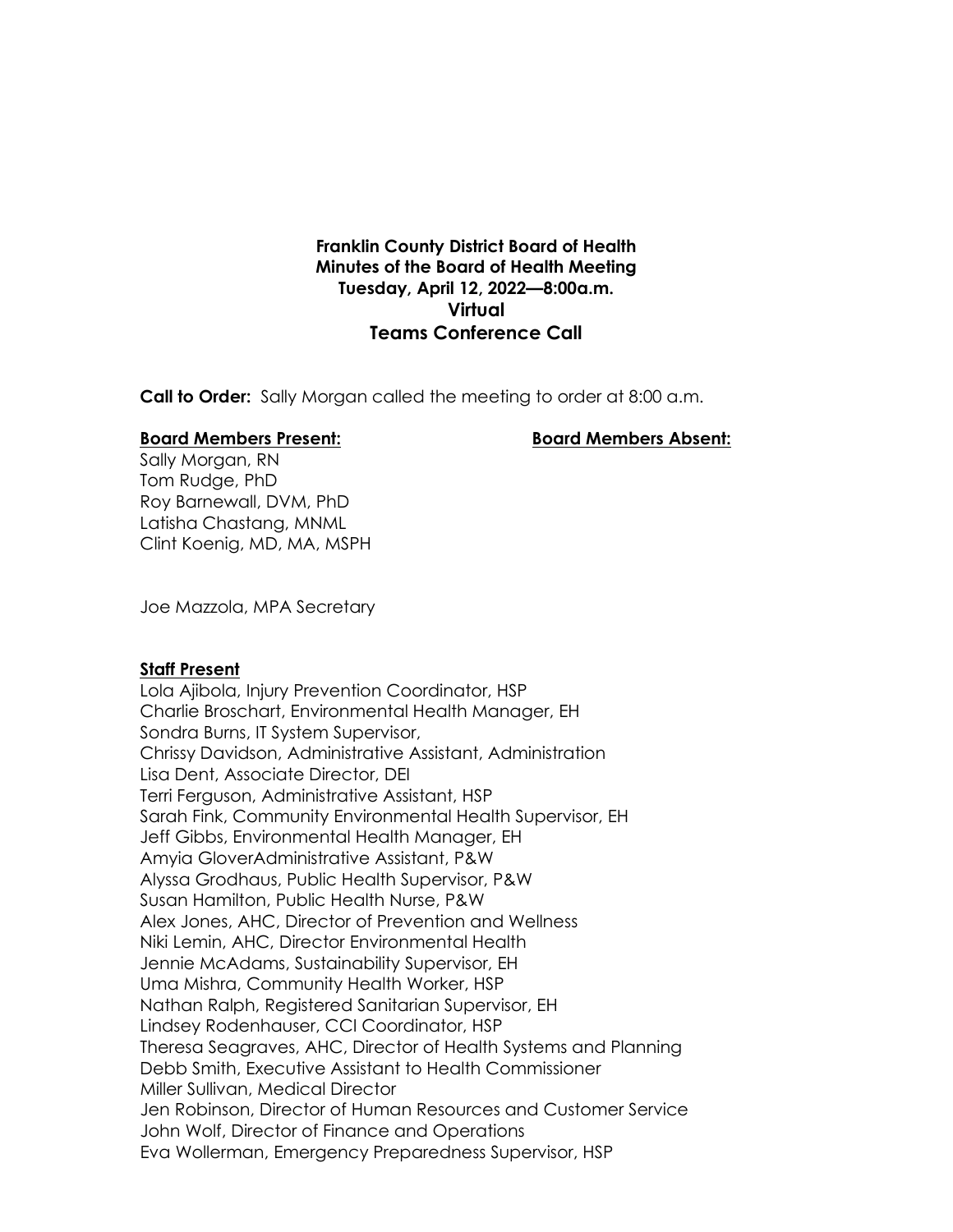**Franklin County District Board of Health**
**Minutes of the Board of Health Meeting**
**Tuesday, April 12, 2022—8:00a.m.**
**Virtual**
**Teams Conference Call**

**Call to Order:** Sally Morgan called the meeting to order at 8:00 a.m.

**Board Members Present:**

Sally Morgan, RN
Tom Rudge, PhD
Roy Barnewall, DVM, PhD
Latisha Chastang, MNML
Clint Koenig, MD, MA, MSPH

**Board Members Absent:**

Joe Mazzola, MPA Secretary

**Staff Present**

Lola Ajibola, Injury Prevention Coordinator, HSP
Charlie Broschart, Environmental Health Manager, EH
Sondra Burns, IT System Supervisor,
Chrissy Davidson, Administrative Assistant, Administration
Lisa Dent, Associate Director, DEI
Terri Ferguson, Administrative Assistant, HSP
Sarah Fink, Community Environmental Health Supervisor, EH
Jeff Gibbs, Environmental Health Manager, EH
Amyia GloverAdministrative Assistant, P&W
Alyssa Grodhaus, Public Health Supervisor, P&W
Susan Hamilton, Public Health Nurse, P&W
Alex Jones, AHC, Director of Prevention and Wellness
Niki Lemin, AHC, Director Environmental Health
Jennie McAdams, Sustainability Supervisor, EH
Uma Mishra, Community Health Worker, HSP
Nathan Ralph, Registered Sanitarian Supervisor, EH
Lindsey Rodenhauser, CCI Coordinator, HSP
Theresa Seagraves, AHC, Director of Health Systems and Planning
Debb Smith, Executive Assistant to Health Commissioner
Miller Sullivan, Medical Director
Jen Robinson, Director of Human Resources and Customer Service
John Wolf, Director of Finance and Operations
Eva Wollerman, Emergency Preparedness Supervisor, HSP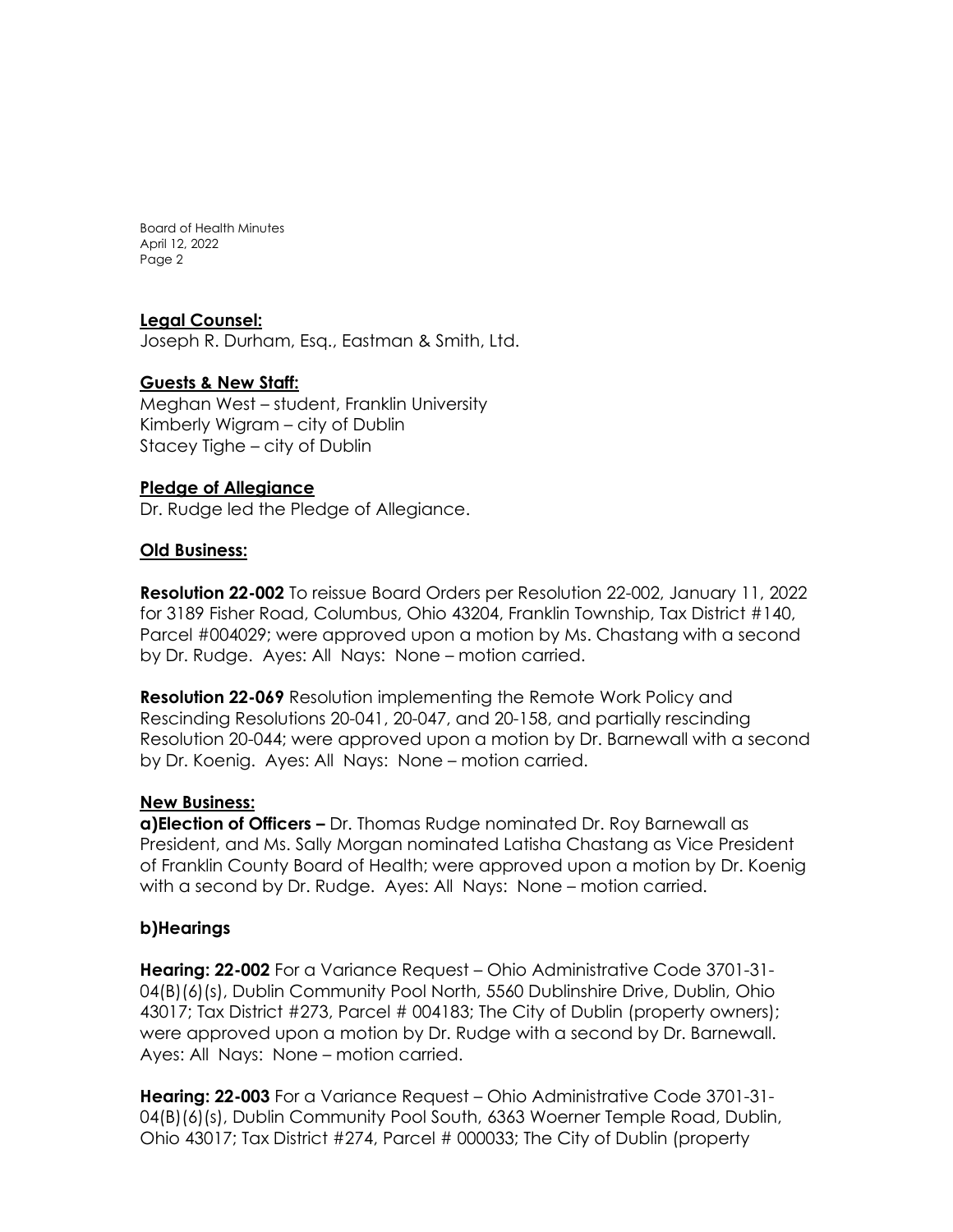**Legal Counsel:**
Joseph R. Durham, Esq., Eastman & Smith, Ltd.

**Guests & New Staff:**
Meghan West – student, Franklin University
Kimberly Wigram – city of Dublin
Stacey Tighe – city of Dublin

**Pledge of Allegiance**
Dr. Rudge led the Pledge of Allegiance.

**Old Business:**

**Resolution 22-002** To reissue Board Orders per Resolution 22-002, January 11, 2022 for 3189 Fisher Road, Columbus, Ohio 43204, Franklin Township, Tax District #140, Parcel #004029; were approved upon a motion by Ms. Chastang with a second by Dr. Rudge. Ayes: All Nays: None – motion carried.

**Resolution 22-069** Resolution implementing the Remote Work Policy and Rescinding Resolutions 20-041, 20-047, and 20-158, and partially rescinding Resolution 20-044; were approved upon a motion by Dr. Barnewall with a second by Dr. Koenig. Ayes: All Nays: None – motion carried.

**New Business:**
**a)Election of Officers –** Dr. Thomas Rudge nominated Dr. Roy Barnewall as President, and Ms. Sally Morgan nominated Latisha Chastang as Vice President of Franklin County Board of Health; were approved upon a motion by Dr. Koenig with a second by Dr. Rudge. Ayes: All Nays: None – motion carried.

**b)Hearings**

**Hearing: 22-002** For a Variance Request – Ohio Administrative Code 3701-31-04(B)(6)(s), Dublin Community Pool North, 5560 Dublinshire Drive, Dublin, Ohio 43017; Tax District #273, Parcel # 004183; The City of Dublin (property owners); were approved upon a motion by Dr. Rudge with a second by Dr. Barnewall. Ayes: All Nays: None – motion carried.

**Hearing: 22-003** For a Variance Request – Ohio Administrative Code 3701-31-04(B)(6)(s), Dublin Community Pool South, 6363 Woerner Temple Road, Dublin, Ohio 43017; Tax District #274, Parcel # 000033; The City of Dublin (property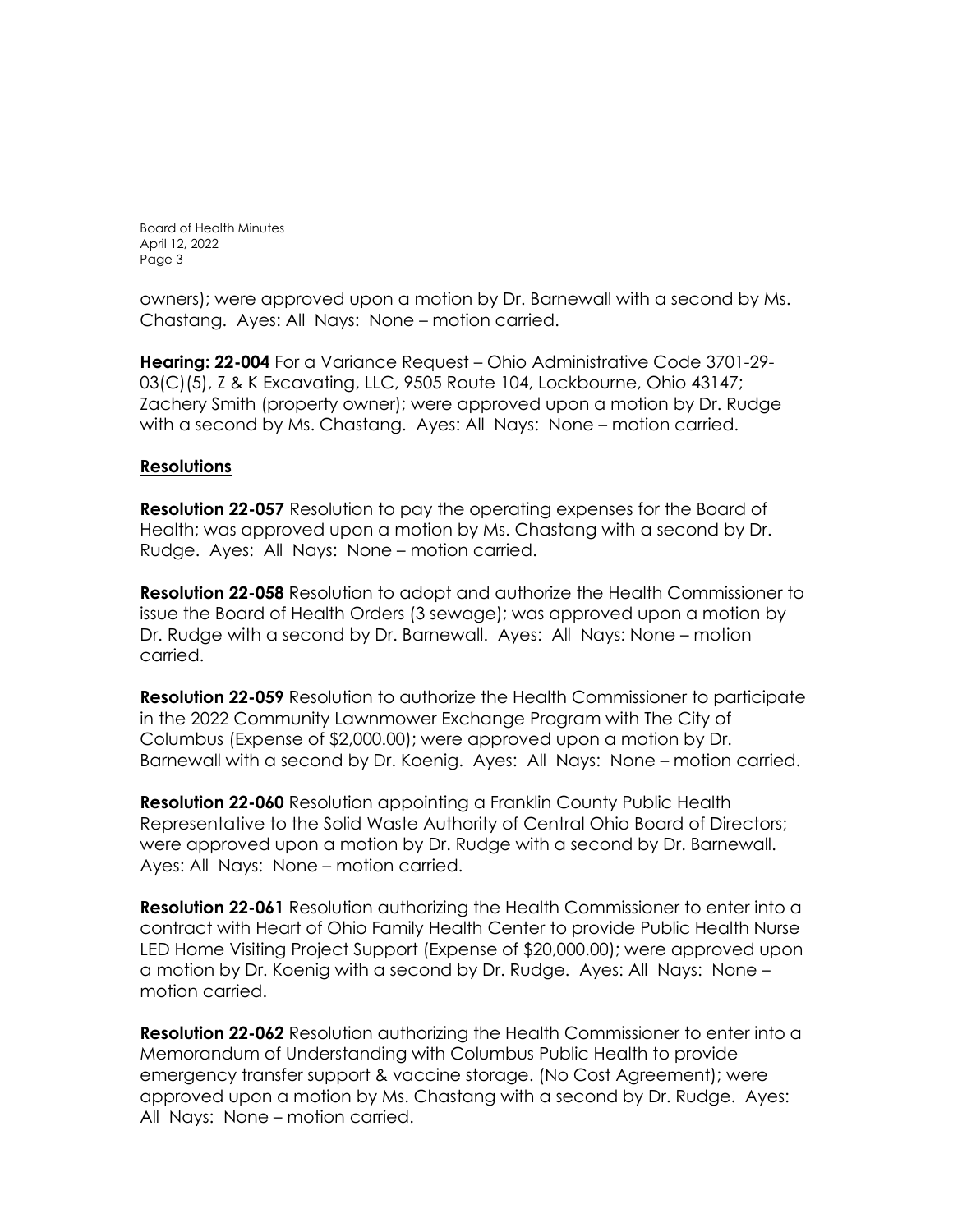owners); were approved upon a motion by Dr. Barnewall with a second by Ms. Chastang. Ayes: All Nays: None – motion carried.

**Hearing: 22-004** For a Variance Request – Ohio Administrative Code 3701-29-03(C)(5), Z & K Excavating, LLC, 9505 Route 104, Lockbourne, Ohio 43147; Zachery Smith (property owner); were approved upon a motion by Dr. Rudge with a second by Ms. Chastang. Ayes: All Nays: None – motion carried.

## Resolutions

**Resolution 22-057** Resolution to pay the operating expenses for the Board of Health; was approved upon a motion by Ms. Chastang with a second by Dr. Rudge. Ayes: All Nays: None – motion carried.

**Resolution 22-058** Resolution to adopt and authorize the Health Commissioner to issue the Board of Health Orders (3 sewage); was approved upon a motion by Dr. Rudge with a second by Dr. Barnewall. Ayes: All Nays: None – motion carried.

**Resolution 22-059** Resolution to authorize the Health Commissioner to participate in the 2022 Community Lawnmower Exchange Program with The City of Columbus (Expense of $2,000.00); were approved upon a motion by Dr. Barnewall with a second by Dr. Koenig. Ayes: All Nays: None – motion carried.

**Resolution 22-060** Resolution appointing a Franklin County Public Health Representative to the Solid Waste Authority of Central Ohio Board of Directors; were approved upon a motion by Dr. Rudge with a second by Dr. Barnewall. Ayes: All Nays: None – motion carried.

**Resolution 22-061** Resolution authorizing the Health Commissioner to enter into a contract with Heart of Ohio Family Health Center to provide Public Health Nurse LED Home Visiting Project Support (Expense of $20,000.00); were approved upon a motion by Dr. Koenig with a second by Dr. Rudge. Ayes: All Nays: None – motion carried.

**Resolution 22-062** Resolution authorizing the Health Commissioner to enter into a Memorandum of Understanding with Columbus Public Health to provide emergency transfer support & vaccine storage. (No Cost Agreement); were approved upon a motion by Ms. Chastang with a second by Dr. Rudge. Ayes: All Nays: None – motion carried.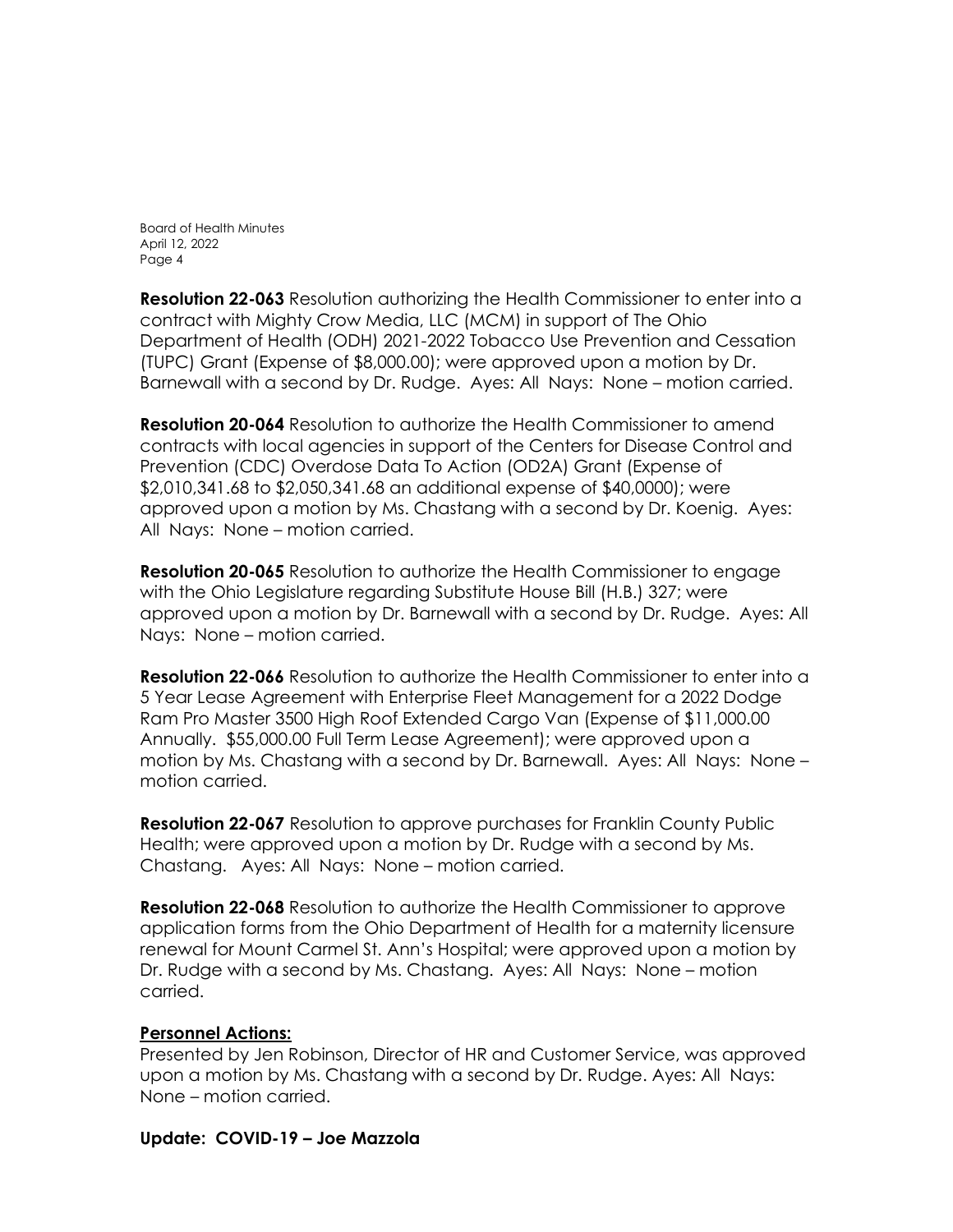**Resolution 22-063** Resolution authorizing the Health Commissioner to enter into a contract with Mighty Crow Media, LLC (MCM) in support of The Ohio Department of Health (ODH) 2021-2022 Tobacco Use Prevention and Cessation (TUPC) Grant (Expense of $8,000.00); were approved upon a motion by Dr. Barnewall with a second by Dr. Rudge. Ayes: All Nays: None – motion carried.

**Resolution 20-064** Resolution to authorize the Health Commissioner to amend contracts with local agencies in support of the Centers for Disease Control and Prevention (CDC) Overdose Data To Action (OD2A) Grant (Expense of $2,010,341.68 to $2,050,341.68 an additional expense of $40,0000); were approved upon a motion by Ms. Chastang with a second by Dr. Koenig. Ayes: All Nays: None – motion carried.

**Resolution 20-065** Resolution to authorize the Health Commissioner to engage with the Ohio Legislature regarding Substitute House Bill (H.B.) 327; were approved upon a motion by Dr. Barnewall with a second by Dr. Rudge. Ayes: All Nays: None – motion carried.

**Resolution 22-066** Resolution to authorize the Health Commissioner to enter into a 5 Year Lease Agreement with Enterprise Fleet Management for a 2022 Dodge Ram Pro Master 3500 High Roof Extended Cargo Van (Expense of $11,000.00 Annually. $55,000.00 Full Term Lease Agreement); were approved upon a motion by Ms. Chastang with a second by Dr. Barnewall. Ayes: All Nays: None – motion carried.

**Resolution 22-067** Resolution to approve purchases for Franklin County Public Health; were approved upon a motion by Dr. Rudge with a second by Ms. Chastang. Ayes: All Nays: None – motion carried.

**Resolution 22-068** Resolution to authorize the Health Commissioner to approve application forms from the Ohio Department of Health for a maternity licensure renewal for Mount Carmel St. Ann's Hospital; were approved upon a motion by Dr. Rudge with a second by Ms. Chastang. Ayes: All Nays: None – motion carried.

**Personnel Actions:**

Presented by Jen Robinson, Director of HR and Customer Service, was approved upon a motion by Ms. Chastang with a second by Dr. Rudge. Ayes: All Nays: None – motion carried.

**Update: COVID-19 – Joe Mazzola**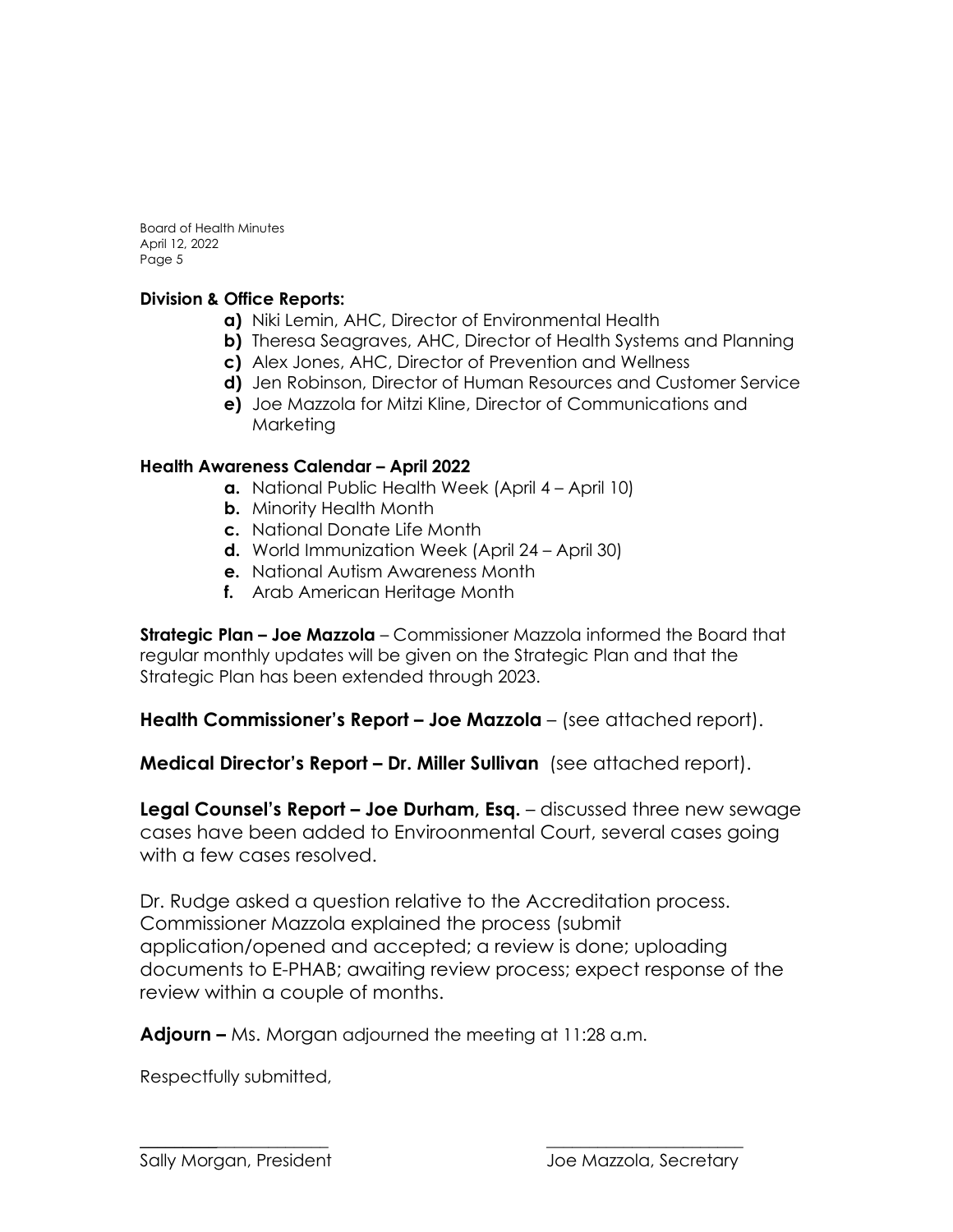**Division & Office Reports:**

- **a)** Niki Lemin, AHC, Director of Environmental Health
- **b)** Theresa Seagraves, AHC, Director of Health Systems and Planning
- **c)** Alex Jones, AHC, Director of Prevention and Wellness
- **d)** Jen Robinson, Director of Human Resources and Customer Service
- **e)** Joe Mazzola for Mitzi Kline, Director of Communications and Marketing

**Health Awareness Calendar – April 2022**

- **a.** National Public Health Week (April 4 – April 10)
- **b.** Minority Health Month
- **c.** National Donate Life Month
- **d.** World Immunization Week (April 24 – April 30)
- **e.** National Autism Awareness Month
- **f.** Arab American Heritage Month

**Strategic Plan – Joe Mazzola** – Commissioner Mazzola informed the Board that regular monthly updates will be given on the Strategic Plan and that the Strategic Plan has been extended through 2023.

**Health Commissioner's Report – Joe Mazzola** – (see attached report).

**Medical Director's Report – Dr. Miller Sullivan** (see attached report).

**Legal Counsel's Report – Joe Durham, Esq.** – discussed three new sewage cases have been added to Enviroonmental Court, several cases going with a few cases resolved.

Dr. Rudge asked a question relative to the Accreditation process. Commissioner Mazzola explained the process (submit application/opened and accepted; a review is done; uploading documents to E-PHAB; awaiting review process; expect response of the review within a couple of months.

**Adjourn –** Ms. Morgan adjourned the meeting at 11:28 a.m.

Respectfully submitted,

\_\_\_\_\_\_\_\_\_\_\_\_\_\_\_\_\_\_\_\_\_\_\_\_ \_\_\_\_\_\_\_\_\_\_\_\_\_\_\_\_\_\_\_\_\_\_\_\_

Sally Morgan, President Joe Mazzola, Secretary